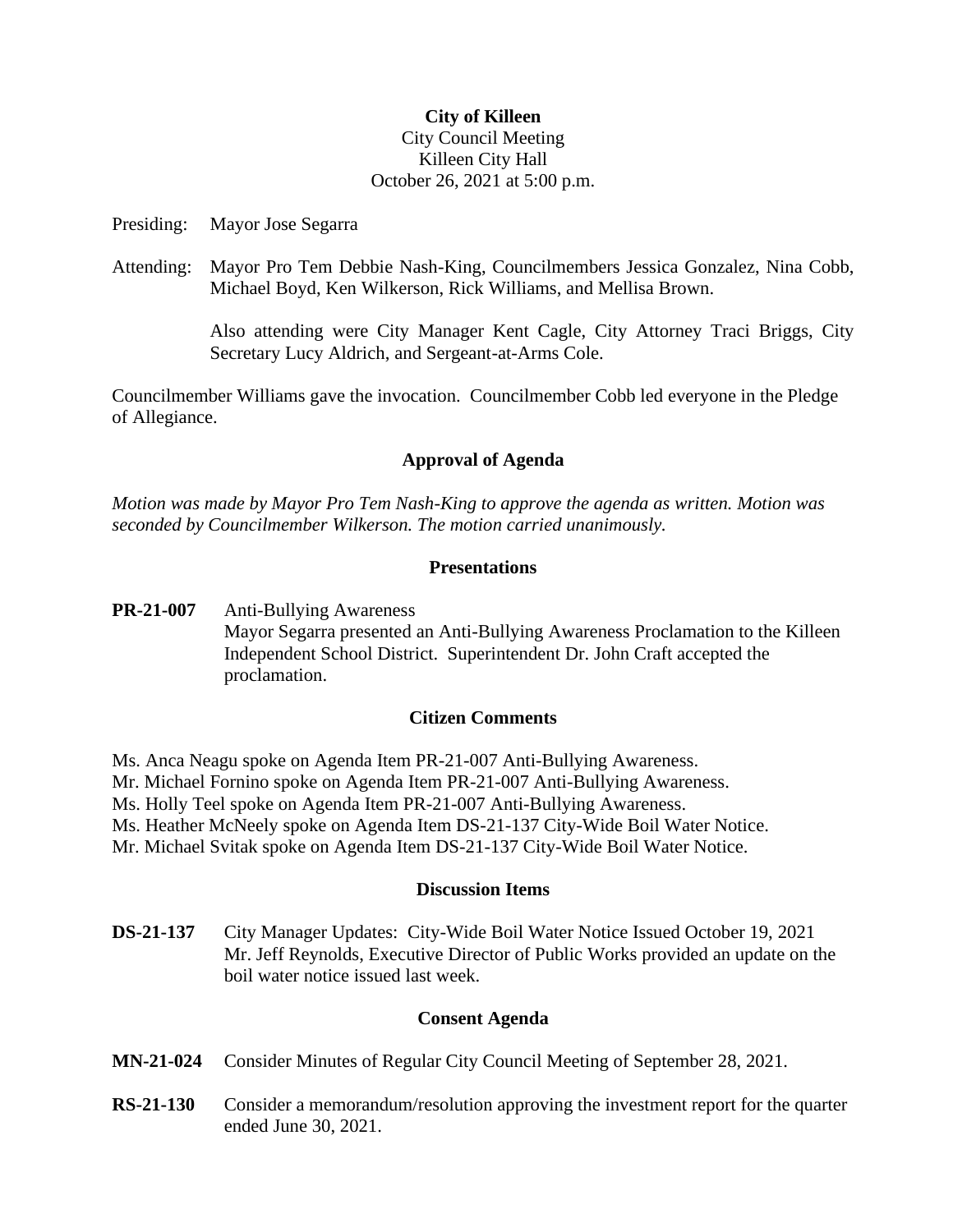**City of Killeen**
City Council Meeting
Killeen City Hall
October 26, 2021 at 5:00 p.m.

Presiding: Mayor Jose Segarra

Attending: Mayor Pro Tem Debbie Nash-King, Councilmembers Jessica Gonzalez, Nina Cobb, Michael Boyd, Ken Wilkerson, Rick Williams, and Mellisa Brown.

Also attending were City Manager Kent Cagle, City Attorney Traci Briggs, City Secretary Lucy Aldrich, and Sergeant-at-Arms Cole.

Councilmember Williams gave the invocation. Councilmember Cobb led everyone in the Pledge of Allegiance.

## Approval of Agenda

*Motion was made by Mayor Pro Tem Nash-King to approve the agenda as written. Motion was seconded by Councilmember Wilkerson. The motion carried unanimously.*

## Presentations

**PR-21-007** Anti-Bullying Awareness
Mayor Segarra presented an Anti-Bullying Awareness Proclamation to the Killeen Independent School District. Superintendent Dr. John Craft accepted the proclamation.

## Citizen Comments

Ms. Anca Neagu spoke on Agenda Item PR-21-007 Anti-Bullying Awareness.
Mr. Michael Fornino spoke on Agenda Item PR-21-007 Anti-Bullying Awareness.
Ms. Holly Teel spoke on Agenda Item PR-21-007 Anti-Bullying Awareness.
Ms. Heather McNeely spoke on Agenda Item DS-21-137 City-Wide Boil Water Notice.
Mr. Michael Svitak spoke on Agenda Item DS-21-137 City-Wide Boil Water Notice.

## Discussion Items

**DS-21-137** City Manager Updates: City-Wide Boil Water Notice Issued October 19, 2021
Mr. Jeff Reynolds, Executive Director of Public Works provided an update on the boil water notice issued last week.

## Consent Agenda

**MN-21-024** Consider Minutes of Regular City Council Meeting of September 28, 2021.

**RS-21-130** Consider a memorandum/resolution approving the investment report for the quarter ended June 30, 2021.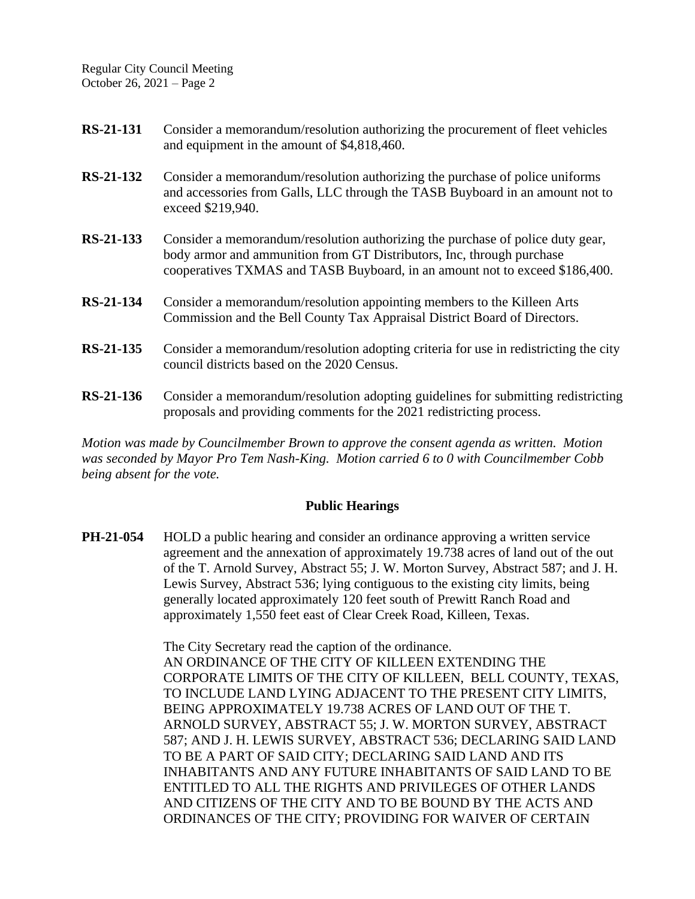**RS-21-131** Consider a memorandum/resolution authorizing the procurement of fleet vehicles and equipment in the amount of $4,818,460.

**RS-21-132** Consider a memorandum/resolution authorizing the purchase of police uniforms and accessories from Galls, LLC through the TASB Buyboard in an amount not to exceed $219,940.

**RS-21-133** Consider a memorandum/resolution authorizing the purchase of police duty gear, body armor and ammunition from GT Distributors, Inc, through purchase cooperatives TXMAS and TASB Buyboard, in an amount not to exceed $186,400.

**RS-21-134** Consider a memorandum/resolution appointing members to the Killeen Arts Commission and the Bell County Tax Appraisal District Board of Directors.

**RS-21-135** Consider a memorandum/resolution adopting criteria for use in redistricting the city council districts based on the 2020 Census.

**RS-21-136** Consider a memorandum/resolution adopting guidelines for submitting redistricting proposals and providing comments for the 2021 redistricting process.

*Motion was made by Councilmember Brown to approve the consent agenda as written. Motion was seconded by Mayor Pro Tem Nash-King. Motion carried 6 to 0 with Councilmember Cobb being absent for the vote.*

## Public Hearings

**PH-21-054** HOLD a public hearing and consider an ordinance approving a written service agreement and the annexation of approximately 19.738 acres of land out of the out of the T. Arnold Survey, Abstract 55; J. W. Morton Survey, Abstract 587; and J. H. Lewis Survey, Abstract 536; lying contiguous to the existing city limits, being generally located approximately 120 feet south of Prewitt Ranch Road and approximately 1,550 feet east of Clear Creek Road, Killeen, Texas.

The City Secretary read the caption of the ordinance.
AN ORDINANCE OF THE CITY OF KILLEEN EXTENDING THE CORPORATE LIMITS OF THE CITY OF KILLEEN, BELL COUNTY, TEXAS, TO INCLUDE LAND LYING ADJACENT TO THE PRESENT CITY LIMITS, BEING APPROXIMATELY 19.738 ACRES OF LAND OUT OF THE T. ARNOLD SURVEY, ABSTRACT 55; J. W. MORTON SURVEY, ABSTRACT 587; AND J. H. LEWIS SURVEY, ABSTRACT 536; DECLARING SAID LAND TO BE A PART OF SAID CITY; DECLARING SAID LAND AND ITS INHABITANTS AND ANY FUTURE INHABITANTS OF SAID LAND TO BE ENTITLED TO ALL THE RIGHTS AND PRIVILEGES OF OTHER LANDS AND CITIZENS OF THE CITY AND TO BE BOUND BY THE ACTS AND ORDINANCES OF THE CITY; PROVIDING FOR WAIVER OF CERTAIN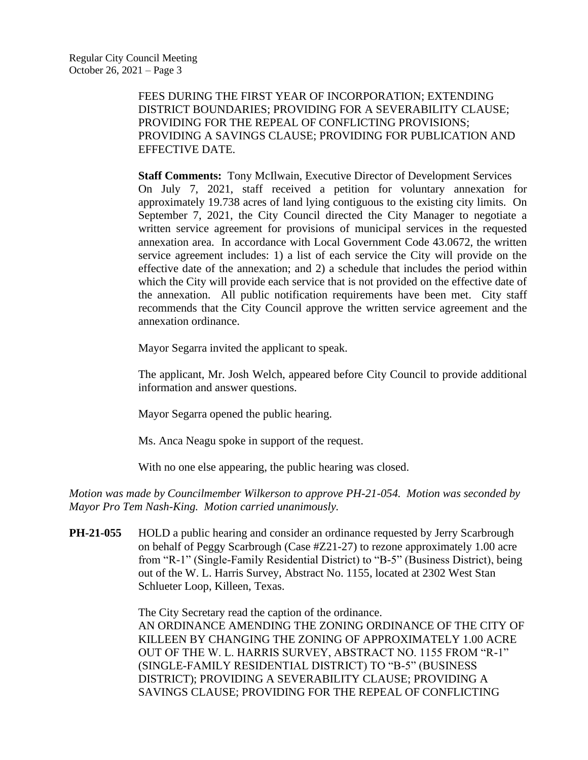FEES DURING THE FIRST YEAR OF INCORPORATION; EXTENDING DISTRICT BOUNDARIES; PROVIDING FOR A SEVERABILITY CLAUSE; PROVIDING FOR THE REPEAL OF CONFLICTING PROVISIONS; PROVIDING A SAVINGS CLAUSE; PROVIDING FOR PUBLICATION AND EFFECTIVE DATE.

**Staff Comments:** Tony McIlwain, Executive Director of Development Services
On July 7, 2021, staff received a petition for voluntary annexation for approximately 19.738 acres of land lying contiguous to the existing city limits. On September 7, 2021, the City Council directed the City Manager to negotiate a written service agreement for provisions of municipal services in the requested annexation area. In accordance with Local Government Code 43.0672, the written service agreement includes: 1) a list of each service the City will provide on the effective date of the annexation; and 2) a schedule that includes the period within which the City will provide each service that is not provided on the effective date of the annexation. All public notification requirements have been met. City staff recommends that the City Council approve the written service agreement and the annexation ordinance.

Mayor Segarra invited the applicant to speak.

The applicant, Mr. Josh Welch, appeared before City Council to provide additional information and answer questions.

Mayor Segarra opened the public hearing.

Ms. Anca Neagu spoke in support of the request.

With no one else appearing, the public hearing was closed.

*Motion was made by Councilmember Wilkerson to approve PH-21-054. Motion was seconded by Mayor Pro Tem Nash-King. Motion carried unanimously.*

**PH-21-055** HOLD a public hearing and consider an ordinance requested by Jerry Scarbrough on behalf of Peggy Scarbrough (Case #Z21-27) to rezone approximately 1.00 acre from "R-1" (Single-Family Residential District) to "B-5" (Business District), being out of the W. L. Harris Survey, Abstract No. 1155, located at 2302 West Stan Schlueter Loop, Killeen, Texas.

The City Secretary read the caption of the ordinance.
AN ORDINANCE AMENDING THE ZONING ORDINANCE OF THE CITY OF KILLEEN BY CHANGING THE ZONING OF APPROXIMATELY 1.00 ACRE OUT OF THE W. L. HARRIS SURVEY, ABSTRACT NO. 1155 FROM "R-1" (SINGLE-FAMILY RESIDENTIAL DISTRICT) TO "B-5" (BUSINESS DISTRICT); PROVIDING A SEVERABILITY CLAUSE; PROVIDING A SAVINGS CLAUSE; PROVIDING FOR THE REPEAL OF CONFLICTING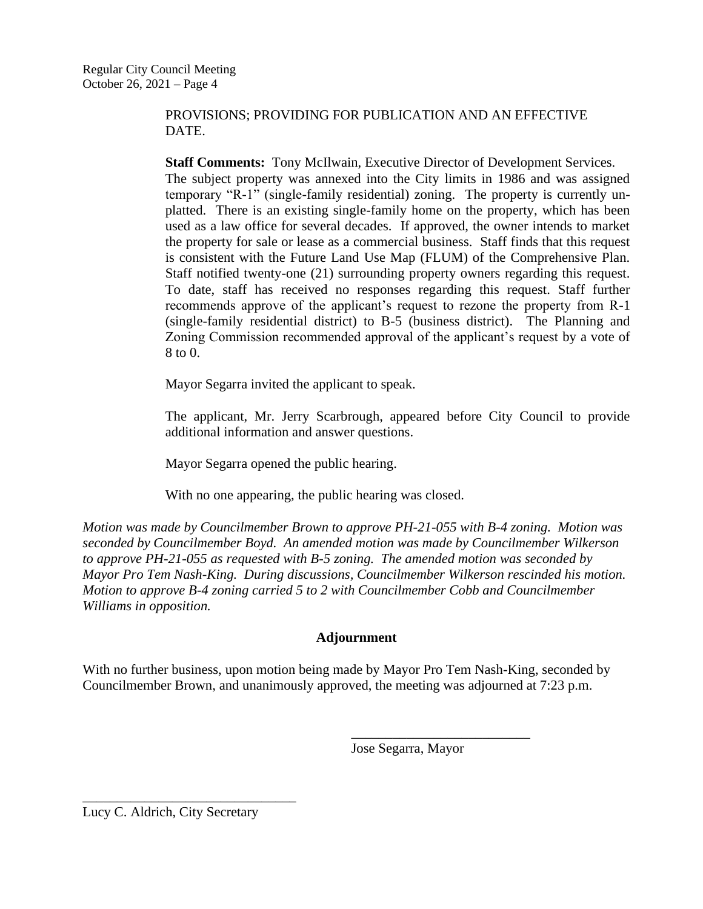PROVISIONS; PROVIDING FOR PUBLICATION AND AN EFFECTIVE DATE.

**Staff Comments:** Tony McIlwain, Executive Director of Development Services. The subject property was annexed into the City limits in 1986 and was assigned temporary "R-1" (single-family residential) zoning. The property is currently un-platted. There is an existing single-family home on the property, which has been used as a law office for several decades. If approved, the owner intends to market the property for sale or lease as a commercial business. Staff finds that this request is consistent with the Future Land Use Map (FLUM) of the Comprehensive Plan. Staff notified twenty-one (21) surrounding property owners regarding this request. To date, staff has received no responses regarding this request. Staff further recommends approve of the applicant's request to rezone the property from R-1 (single-family residential district) to B-5 (business district). The Planning and Zoning Commission recommended approval of the applicant's request by a vote of 8 to 0.

Mayor Segarra invited the applicant to speak.

The applicant, Mr. Jerry Scarbrough, appeared before City Council to provide additional information and answer questions.

Mayor Segarra opened the public hearing.

With no one appearing, the public hearing was closed.

*Motion was made by Councilmember Brown to approve PH-21-055 with B-4 zoning. Motion was seconded by Councilmember Boyd. An amended motion was made by Councilmember Wilkerson to approve PH-21-055 as requested with B-5 zoning. The amended motion was seconded by Mayor Pro Tem Nash-King. During discussions, Councilmember Wilkerson rescinded his motion. Motion to approve B-4 zoning carried 5 to 2 with Councilmember Cobb and Councilmember Williams in opposition.*

## Adjournment

With no further business, upon motion being made by Mayor Pro Tem Nash-King, seconded by Councilmember Brown, and unanimously approved, the meeting was adjourned at 7:23 p.m.

___________________________
Jose Segarra, Mayor

___________________________
Lucy C. Aldrich, City Secretary